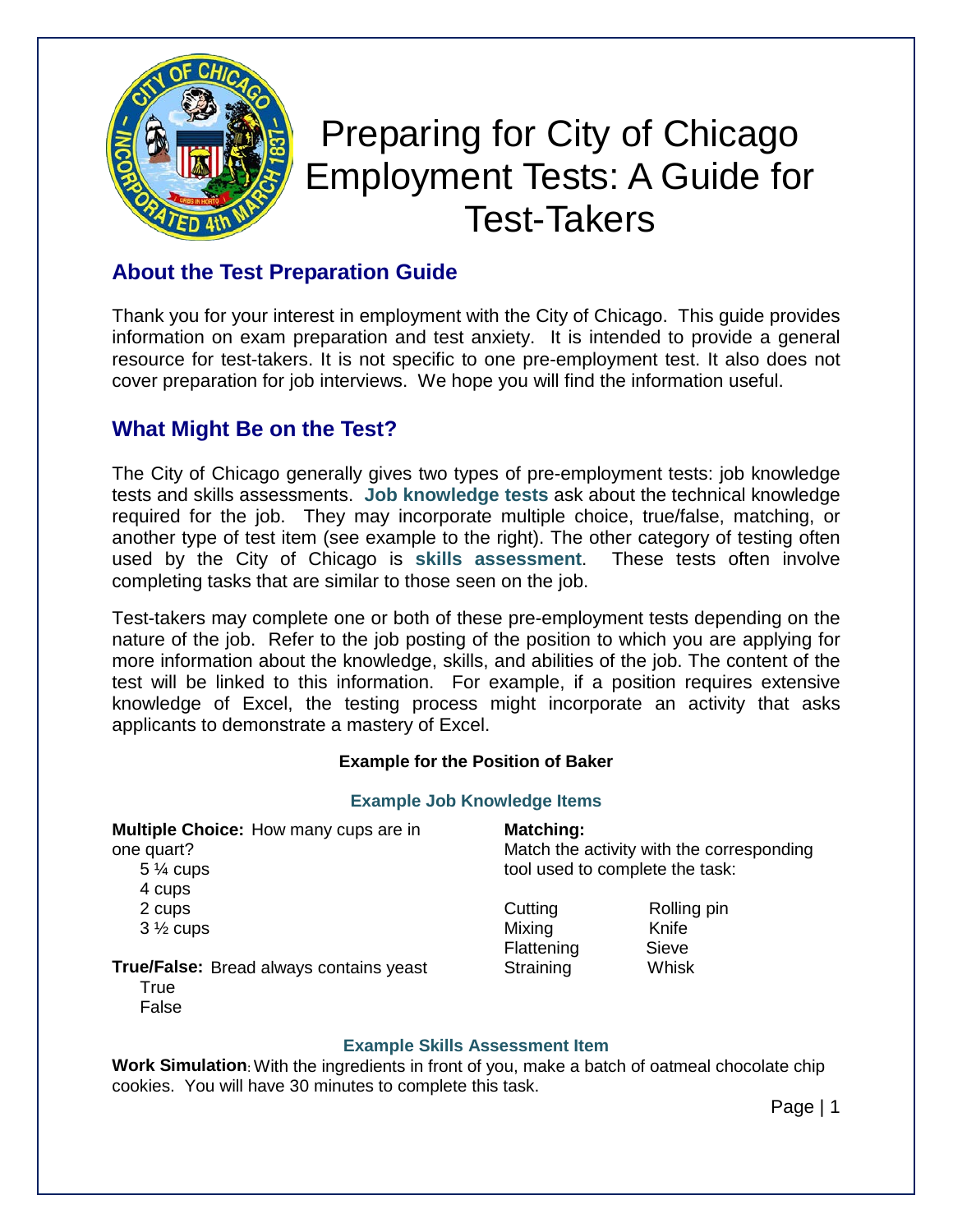# Preparing for City of Chicago Employment Tests: A Guide for Test-Takers

## About the Test Preparation Guide

Thank you for your interest in employment with the City of Chicago. This guide provides information on exam preparation and test anxiety. It is intended to provide a general resource for test-takers. It is not specific to one pre-employment test. It also does not cover preparation for job interviews. We hope you will find the information useful.

## What Might Be on the Test?

The City of Chicago generally gives two types of pre-employment tests: job knowledge tests and skills assessments. **Job knowledge tests** ask about the technical knowledge required for the job. They may incorporate multiple choice, true/false, matching, or another type of test item (see example to the right). The other category of testing often used by the City of Chicago is **skills assessment**. These tests often involve completing tasks that are similar to those seen on the job.

Test-takers may complete one or both of these pre-employment tests depending on the nature of the job. Refer to the job posting of the position to which you are applying for more information about the knowledge, skills, and abilities of the job. The content of the test will be linked to this information. For example, if a position requires extensive knowledge of Excel, the testing process might incorporate an activity that asks applicants to demonstrate a mastery of Excel.

**Example for the Position of Baker**

**Example Job Knowledge Items**

**Multiple Choice:** How many cups are in one quart?

- 5 ¼ cups
- 4 cups
- 2 cups
- 3 ½ cups

**True/False:** Bread always contains yeast

- True
- False

**Matching:**
Match the activity with the corresponding tool used to complete the task:

| | |
|---|---|
| Cutting | Rolling pin |
| Mixing | Knife |
| Flattening | Sieve |
| Straining | Whisk |

**Example Skills Assessment Item**

**Work Simulation**: With the ingredients in front of you, make a batch of oatmeal chocolate chip cookies. You will have 30 minutes to complete this task.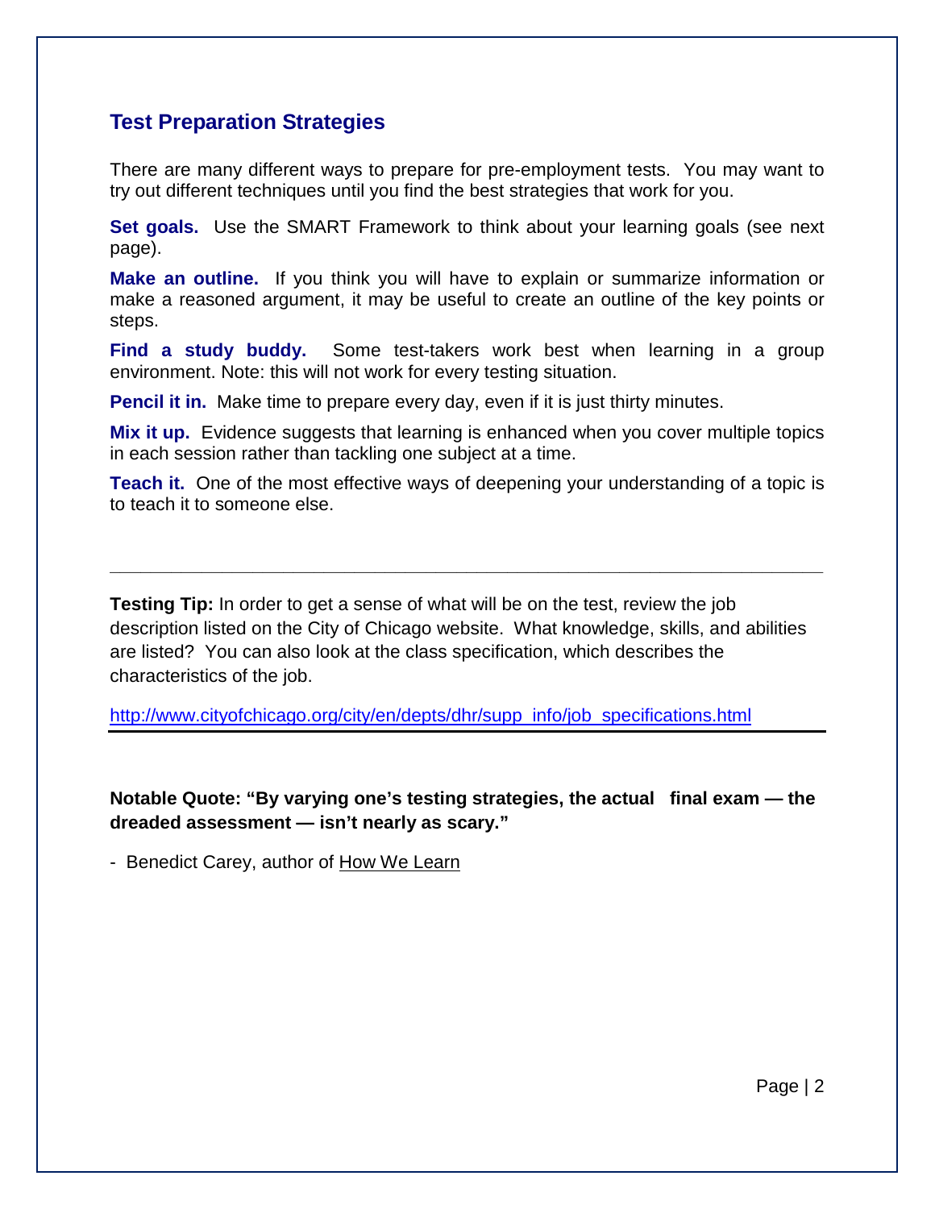## Test Preparation Strategies

There are many different ways to prepare for pre-employment tests. You may want to try out different techniques until you find the best strategies that work for you.

**Set goals.** Use the SMART Framework to think about your learning goals (see next page).

**Make an outline.** If you think you will have to explain or summarize information or make a reasoned argument, it may be useful to create an outline of the key points or steps.

**Find a study buddy.** Some test-takers work best when learning in a group environment. Note: this will not work for every testing situation.

**Pencil it in.** Make time to prepare every day, even if it is just thirty minutes.

**Mix it up.** Evidence suggests that learning is enhanced when you cover multiple topics in each session rather than tackling one subject at a time.

**Teach it.** One of the most effective ways of deepening your understanding of a topic is to teach it to someone else.

---

**Testing Tip:** In order to get a sense of what will be on the test, review the job description listed on the City of Chicago website. What knowledge, skills, and abilities are listed? You can also look at the class specification, which describes the characteristics of the job.

http://www.cityofchicago.org/city/en/depts/dhr/supp_info/job_specifications.html

---

**Notable Quote: "By varying one's testing strategies, the actual final exam — the dreaded assessment — isn't nearly as scary."**

- Benedict Carey, author of How We Learn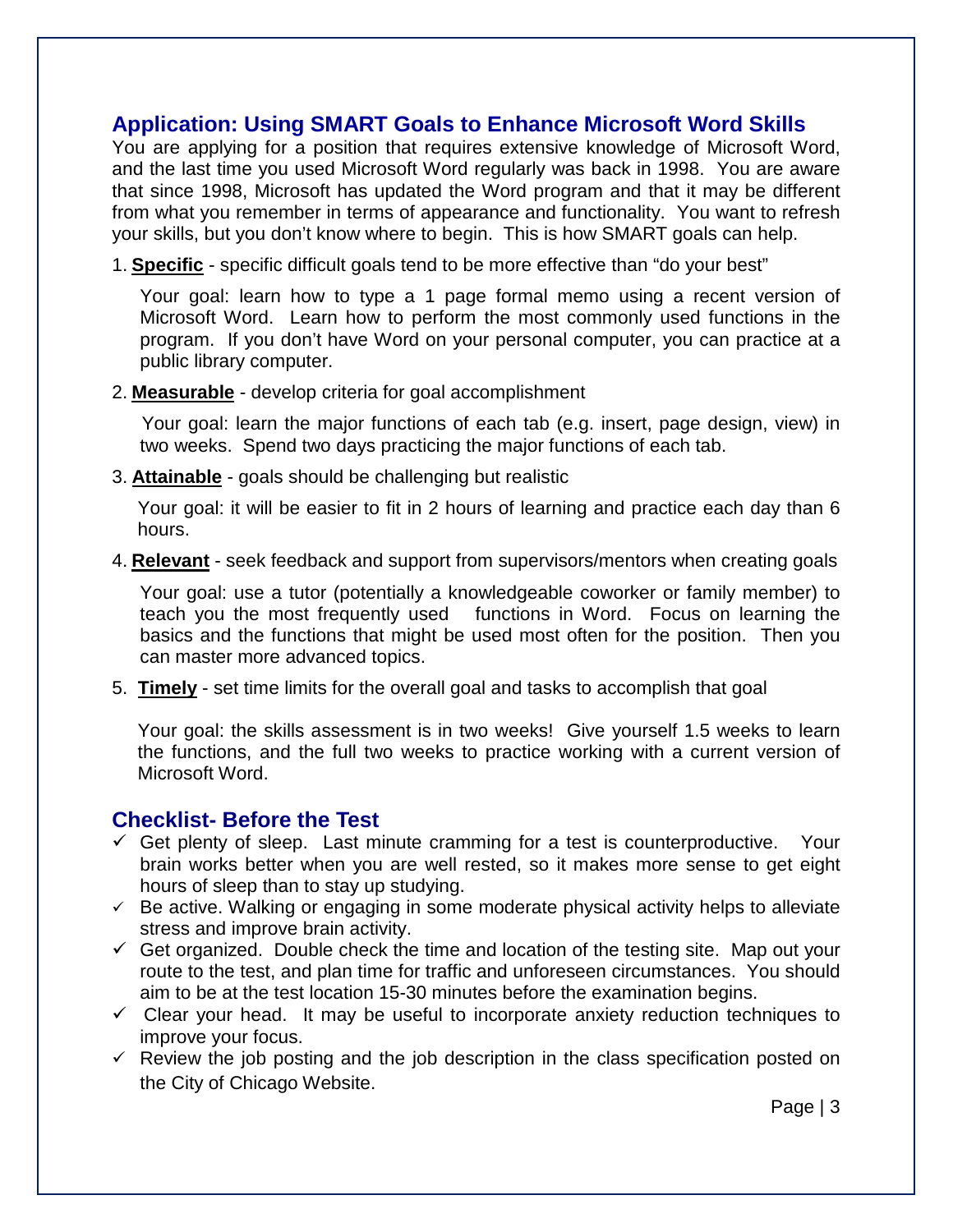## Application: Using SMART Goals to Enhance Microsoft Word Skills

You are applying for a position that requires extensive knowledge of Microsoft Word, and the last time you used Microsoft Word regularly was back in 1998. You are aware that since 1998, Microsoft has updated the Word program and that it may be different from what you remember in terms of appearance and functionality. You want to refresh your skills, but you don't know where to begin. This is how SMART goals can help.

1. **Specific** - specific difficult goals tend to be more effective than "do your best"

   Your goal: learn how to type a 1 page formal memo using a recent version of Microsoft Word. Learn how to perform the most commonly used functions in the program. If you don't have Word on your personal computer, you can practice at a public library computer.

2. **Measurable** - develop criteria for goal accomplishment

   Your goal: learn the major functions of each tab (e.g. insert, page design, view) in two weeks. Spend two days practicing the major functions of each tab.

3. **Attainable** - goals should be challenging but realistic

   Your goal: it will be easier to fit in 2 hours of learning and practice each day than 6 hours.

4. **Relevant** - seek feedback and support from supervisors/mentors when creating goals

   Your goal: use a tutor (potentially a knowledgeable coworker or family member) to teach you the most frequently used functions in Word. Focus on learning the basics and the functions that might be used most often for the position. Then you can master more advanced topics.

5. **Timely** - set time limits for the overall goal and tasks to accomplish that goal

   Your goal: the skills assessment is in two weeks! Give yourself 1.5 weeks to learn the functions, and the full two weeks to practice working with a current version of Microsoft Word.

## Checklist- Before the Test

- ✓ Get plenty of sleep. Last minute cramming for a test is counterproductive. Your brain works better when you are well rested, so it makes more sense to get eight hours of sleep than to stay up studying.
- ✓ Be active. Walking or engaging in some moderate physical activity helps to alleviate stress and improve brain activity.
- ✓ Get organized. Double check the time and location of the testing site. Map out your route to the test, and plan time for traffic and unforeseen circumstances. You should aim to be at the test location 15-30 minutes before the examination begins.
- ✓ Clear your head. It may be useful to incorporate anxiety reduction techniques to improve your focus.
- ✓ Review the job posting and the job description in the class specification posted on the City of Chicago Website.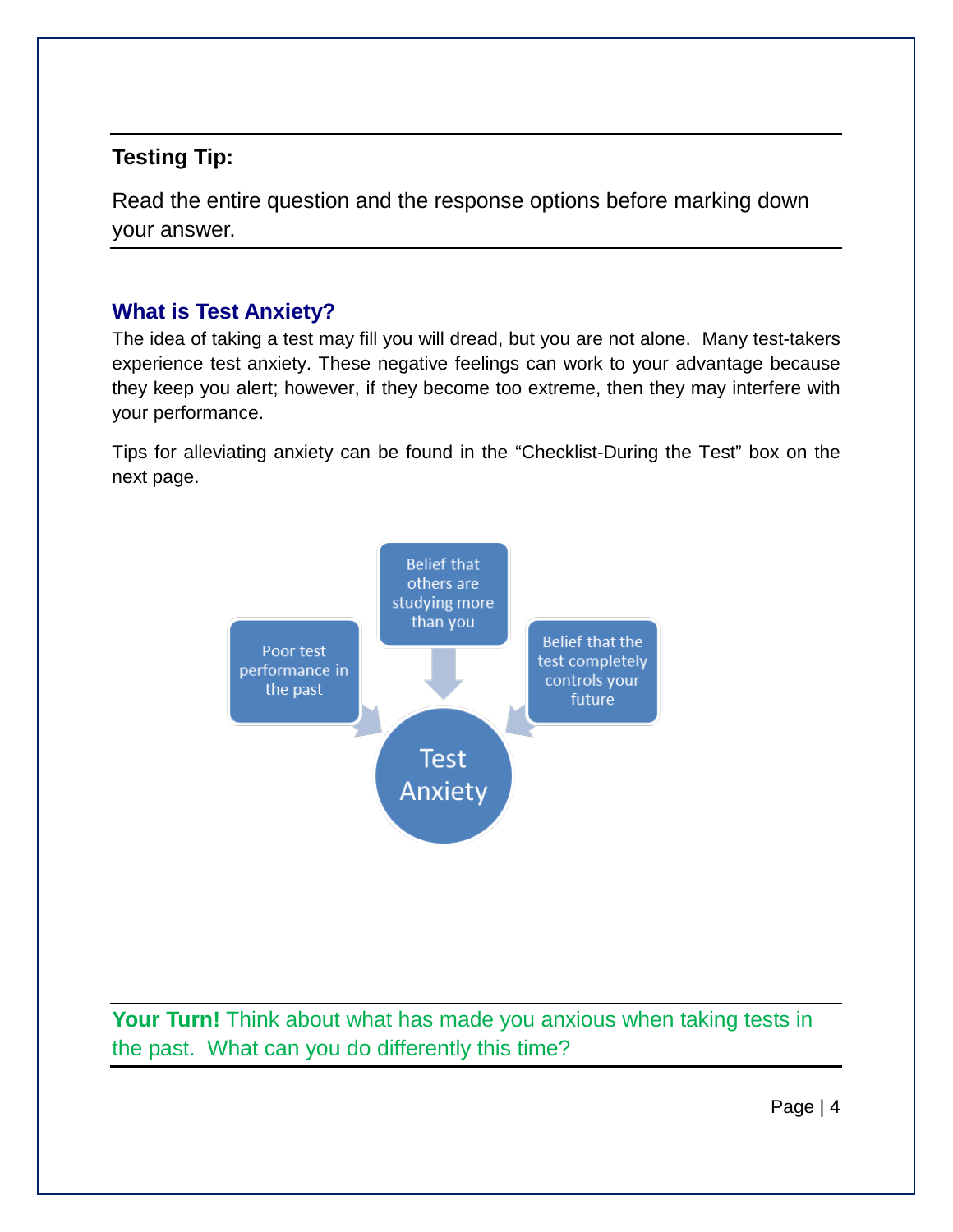**Testing Tip:**

Read the entire question and the response options before marking down your answer.

## What is Test Anxiety?

The idea of taking a test may fill you will dread, but you are not alone. Many test-takers experience test anxiety. These negative feelings can work to your advantage because they keep you alert; however, if they become too extreme, then they may interfere with your performance.

Tips for alleviating anxiety can be found in the "Checklist-During the Test" box on the next page.

- Poor test performance in the past
- Belief that others are studying more than you
- Belief that the test completely controls your future

→ Test Anxiety

**Your Turn!** Think about what has made you anxious when taking tests in the past. What can you do differently this time?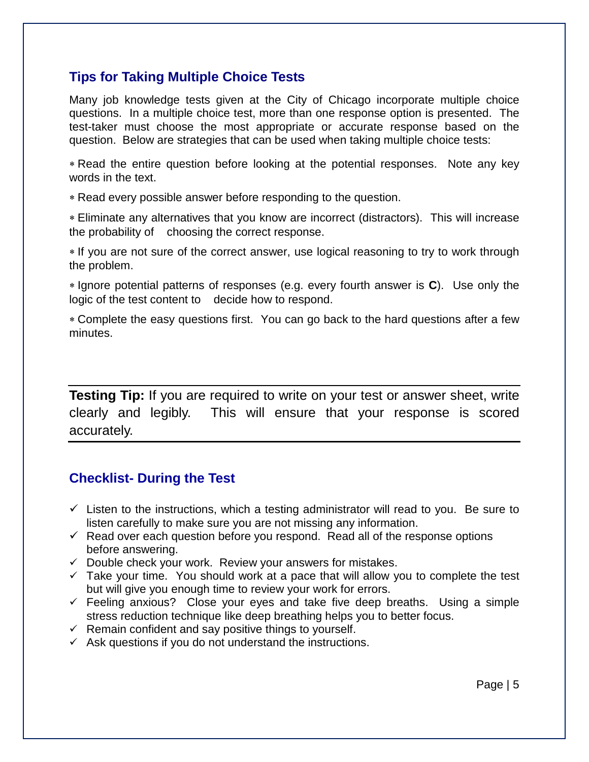## Tips for Taking Multiple Choice Tests

Many job knowledge tests given at the City of Chicago incorporate multiple choice questions. In a multiple choice test, more than one response option is presented. The test-taker must choose the most appropriate or accurate response based on the question. Below are strategies that can be used when taking multiple choice tests:

- Read the entire question before looking at the potential responses. Note any key words in the text.
- Read every possible answer before responding to the question.
- Eliminate any alternatives that you know are incorrect (distractors). This will increase the probability of choosing the correct response.
- If you are not sure of the correct answer, use logical reasoning to try to work through the problem.
- Ignore potential patterns of responses (e.g. every fourth answer is **C**). Use only the logic of the test content to decide how to respond.
- Complete the easy questions first. You can go back to the hard questions after a few minutes.

---

**Testing Tip:** If you are required to write on your test or answer sheet, write clearly and legibly. This will ensure that your response is scored accurately.

---

## Checklist- During the Test

- ✓ Listen to the instructions, which a testing administrator will read to you. Be sure to listen carefully to make sure you are not missing any information.
- ✓ Read over each question before you respond. Read all of the response options before answering.
- ✓ Double check your work. Review your answers for mistakes.
- ✓ Take your time. You should work at a pace that will allow you to complete the test but will give you enough time to review your work for errors.
- ✓ Feeling anxious? Close your eyes and take five deep breaths. Using a simple stress reduction technique like deep breathing helps you to better focus.
- ✓ Remain confident and say positive things to yourself.
- ✓ Ask questions if you do not understand the instructions.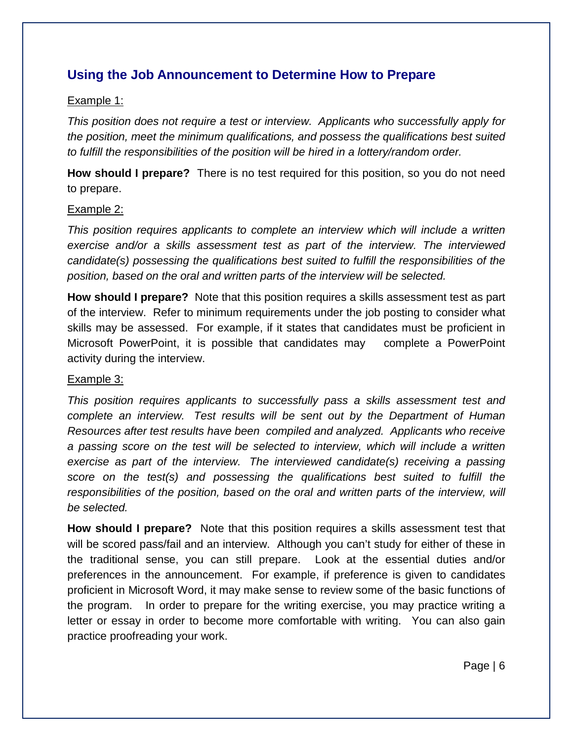## Using the Job Announcement to Determine How to Prepare

<u>Example 1:</u>

*This position does not require a test or interview. Applicants who successfully apply for the position, meet the minimum qualifications, and possess the qualifications best suited to fulfill the responsibilities of the position will be hired in a lottery/random order.*

**How should I prepare?** There is no test required for this position, so you do not need to prepare.

<u>Example 2:</u>

*This position requires applicants to complete an interview which will include a written exercise and/or a skills assessment test as part of the interview. The interviewed candidate(s) possessing the qualifications best suited to fulfill the responsibilities of the position, based on the oral and written parts of the interview will be selected.*

**How should I prepare?** Note that this position requires a skills assessment test as part of the interview. Refer to minimum requirements under the job posting to consider what skills may be assessed. For example, if it states that candidates must be proficient in Microsoft PowerPoint, it is possible that candidates may complete a PowerPoint activity during the interview.

<u>Example 3:</u>

*This position requires applicants to successfully pass a skills assessment test and complete an interview. Test results will be sent out by the Department of Human Resources after test results have been compiled and analyzed. Applicants who receive a passing score on the test will be selected to interview, which will include a written exercise as part of the interview. The interviewed candidate(s) receiving a passing score on the test(s) and possessing the qualifications best suited to fulfill the responsibilities of the position, based on the oral and written parts of the interview, will be selected.*

**How should I prepare?** Note that this position requires a skills assessment test that will be scored pass/fail and an interview. Although you can't study for either of these in the traditional sense, you can still prepare. Look at the essential duties and/or preferences in the announcement. For example, if preference is given to candidates proficient in Microsoft Word, it may make sense to review some of the basic functions of the program. In order to prepare for the writing exercise, you may practice writing a letter or essay in order to become more comfortable with writing. You can also gain practice proofreading your work.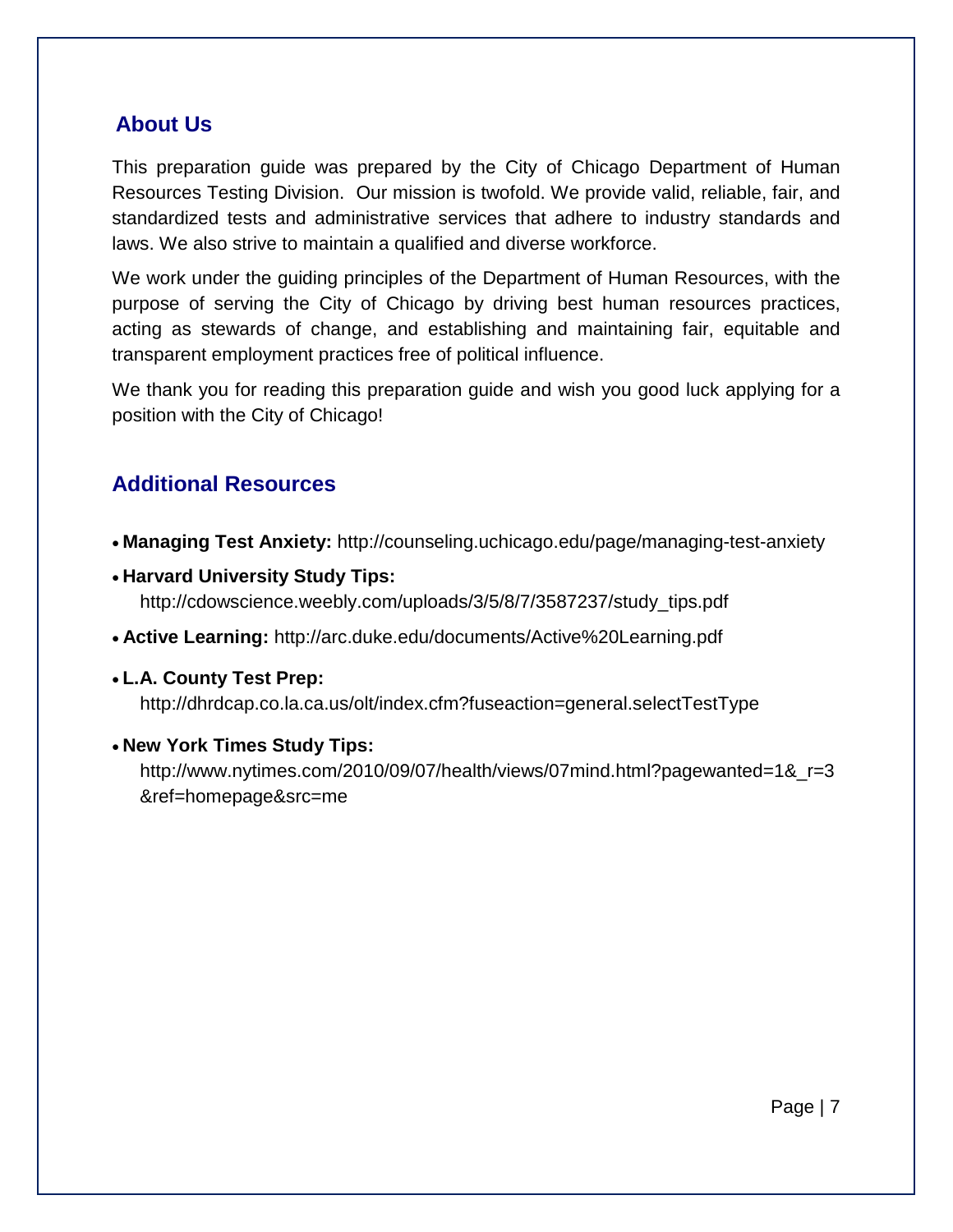## About Us

This preparation guide was prepared by the City of Chicago Department of Human Resources Testing Division. Our mission is twofold. We provide valid, reliable, fair, and standardized tests and administrative services that adhere to industry standards and laws. We also strive to maintain a qualified and diverse workforce.

We work under the guiding principles of the Department of Human Resources, with the purpose of serving the City of Chicago by driving best human resources practices, acting as stewards of change, and establishing and maintaining fair, equitable and transparent employment practices free of political influence.

We thank you for reading this preparation guide and wish you good luck applying for a position with the City of Chicago!

## Additional Resources

- **Managing Test Anxiety:** http://counseling.uchicago.edu/page/managing-test-anxiety
- **Harvard University Study Tips:** http://cdowscience.weebly.com/uploads/3/5/8/7/3587237/study_tips.pdf
- **Active Learning:** http://arc.duke.edu/documents/Active%20Learning.pdf
- **L.A. County Test Prep:** http://dhrdcap.co.la.ca.us/olt/index.cfm?fuseaction=general.selectTestType
- **New York Times Study Tips:** http://www.nytimes.com/2010/09/07/health/views/07mind.html?pagewanted=1&_r=3&ref=homepage&src=me